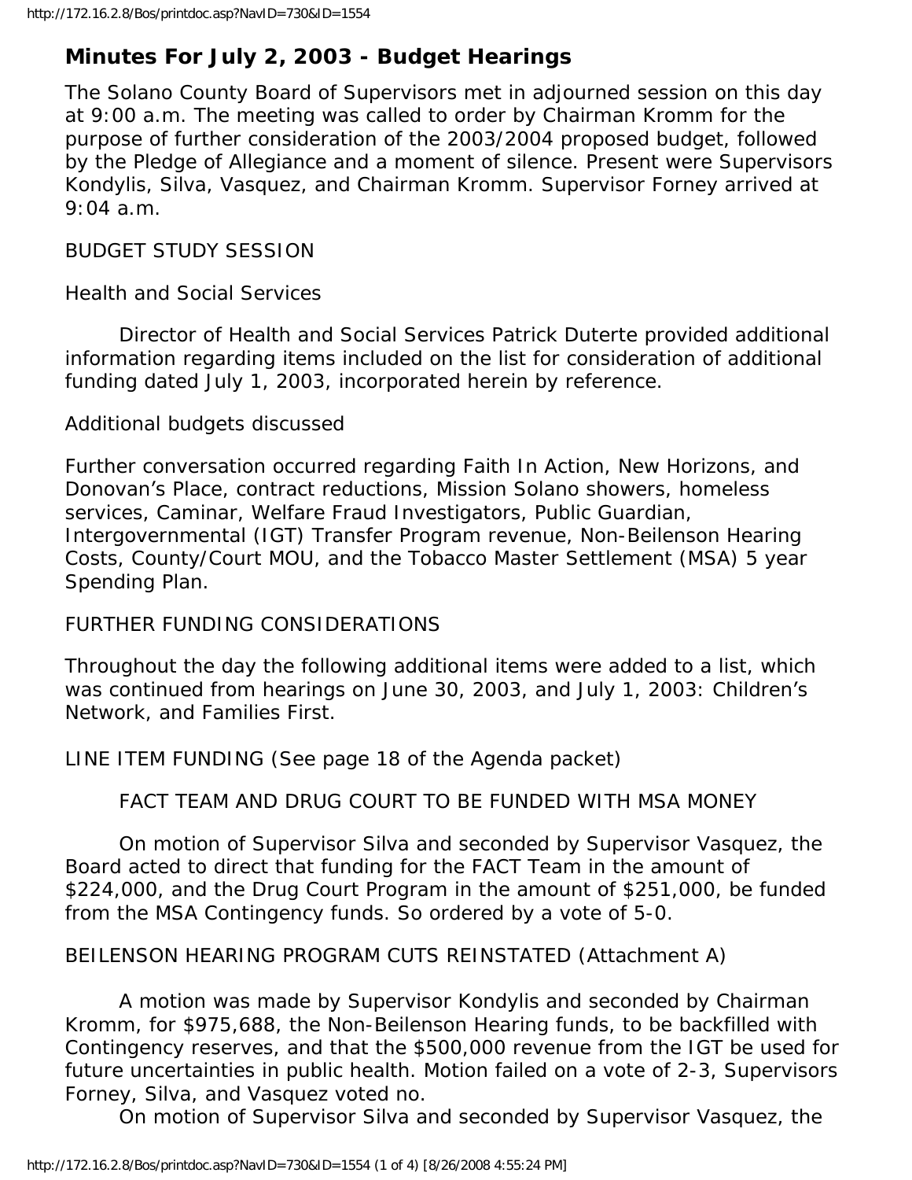# Minutes For July 2, 2003 - Budget Hearings

The Solano County Board of Supervisors met in adjourned session on this day at 9:00 a.m. The meeting was called to order by Chairman Kromm for the purpose of further consideration of the 2003/2004 proposed budget, followed by the Pledge of Allegiance and a moment of silence. Present were Supervisors Kondylis, Silva, Vasquez, and Chairman Kromm. Supervisor Forney arrived at 9:04 a.m.

BUDGET STUDY SESSION

Health and Social Services

Director of Health and Social Services Patrick Duterte provided additional information regarding items included on the list for consideration of additional funding dated July 1, 2003, incorporated herein by reference.

Additional budgets discussed

Further conversation occurred regarding Faith In Action, New Horizons, and Donovan's Place, contract reductions, Mission Solano showers, homeless services, Caminar, Welfare Fraud Investigators, Public Guardian, Intergovernmental (IGT) Transfer Program revenue, Non-Beilenson Hearing Costs, County/Court MOU, and the Tobacco Master Settlement (MSA) 5 year Spending Plan.

FURTHER FUNDING CONSIDERATIONS

Throughout the day the following additional items were added to a list, which was continued from hearings on June 30, 2003, and July 1, 2003: Children's Network, and Families First.

LINE ITEM FUNDING (See page 18 of the Agenda packet)

FACT TEAM AND DRUG COURT TO BE FUNDED WITH MSA MONEY

On motion of Supervisor Silva and seconded by Supervisor Vasquez, the Board acted to direct that funding for the FACT Team in the amount of $224,000, and the Drug Court Program in the amount of $251,000, be funded from the MSA Contingency funds. So ordered by a vote of 5-0.

BEILENSON HEARING PROGRAM CUTS REINSTATED (Attachment A)

A motion was made by Supervisor Kondylis and seconded by Chairman Kromm, for $975,688, the Non-Beilenson Hearing funds, to be backfilled with Contingency reserves, and that the $500,000 revenue from the IGT be used for future uncertainties in public health. Motion failed on a vote of 2-3, Supervisors Forney, Silva, and Vasquez voted no.

On motion of Supervisor Silva and seconded by Supervisor Vasquez, the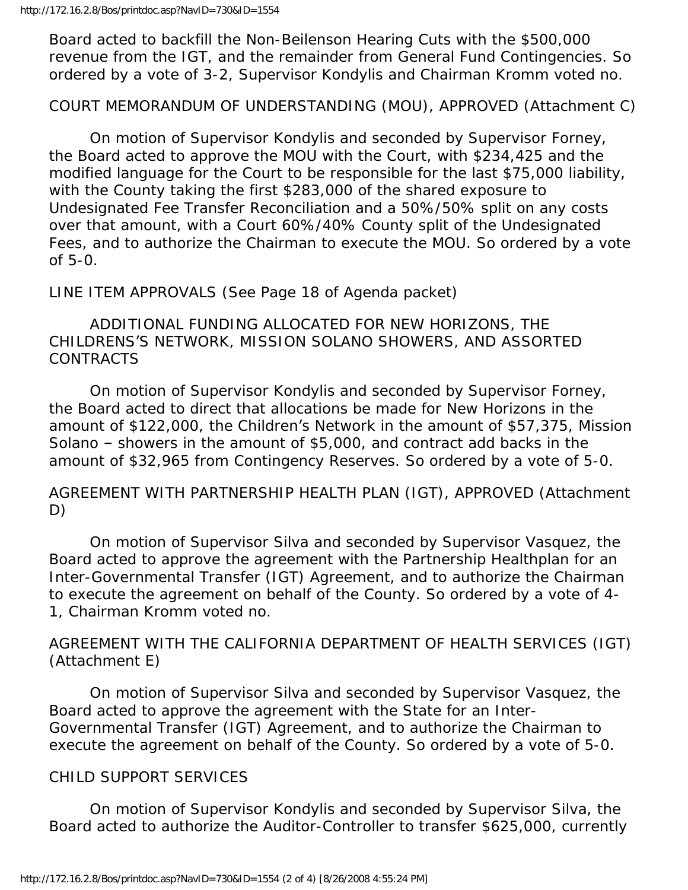Board acted to backfill the Non-Beilenson Hearing Cuts with the $500,000 revenue from the IGT, and the remainder from General Fund Contingencies. So ordered by a vote of 3-2, Supervisor Kondylis and Chairman Kromm voted no.

COURT MEMORANDUM OF UNDERSTANDING (MOU), APPROVED (Attachment C)

On motion of Supervisor Kondylis and seconded by Supervisor Forney, the Board acted to approve the MOU with the Court, with $234,425 and the modified language for the Court to be responsible for the last $75,000 liability, with the County taking the first $283,000 of the shared exposure to Undesignated Fee Transfer Reconciliation and a 50%/50% split on any costs over that amount, with a Court 60%/40% County split of the Undesignated Fees, and to authorize the Chairman to execute the MOU. So ordered by a vote of 5-0.

LINE ITEM APPROVALS (See Page 18 of Agenda packet)

ADDITIONAL FUNDING ALLOCATED FOR NEW HORIZONS, THE CHILDRENS'S NETWORK, MISSION SOLANO SHOWERS, AND ASSORTED CONTRACTS

On motion of Supervisor Kondylis and seconded by Supervisor Forney, the Board acted to direct that allocations be made for New Horizons in the amount of $122,000, the Children's Network in the amount of $57,375, Mission Solano – showers in the amount of $5,000, and contract add backs in the amount of $32,965 from Contingency Reserves. So ordered by a vote of 5-0.

AGREEMENT WITH PARTNERSHIP HEALTH PLAN (IGT), APPROVED (Attachment D)

On motion of Supervisor Silva and seconded by Supervisor Vasquez, the Board acted to approve the agreement with the Partnership Healthplan for an Inter-Governmental Transfer (IGT) Agreement, and to authorize the Chairman to execute the agreement on behalf of the County. So ordered by a vote of 4-1, Chairman Kromm voted no.

AGREEMENT WITH THE CALIFORNIA DEPARTMENT OF HEALTH SERVICES (IGT) (Attachment E)

On motion of Supervisor Silva and seconded by Supervisor Vasquez, the Board acted to approve the agreement with the State for an Inter-Governmental Transfer (IGT) Agreement, and to authorize the Chairman to execute the agreement on behalf of the County. So ordered by a vote of 5-0.

CHILD SUPPORT SERVICES

On motion of Supervisor Kondylis and seconded by Supervisor Silva, the Board acted to authorize the Auditor-Controller to transfer $625,000, currently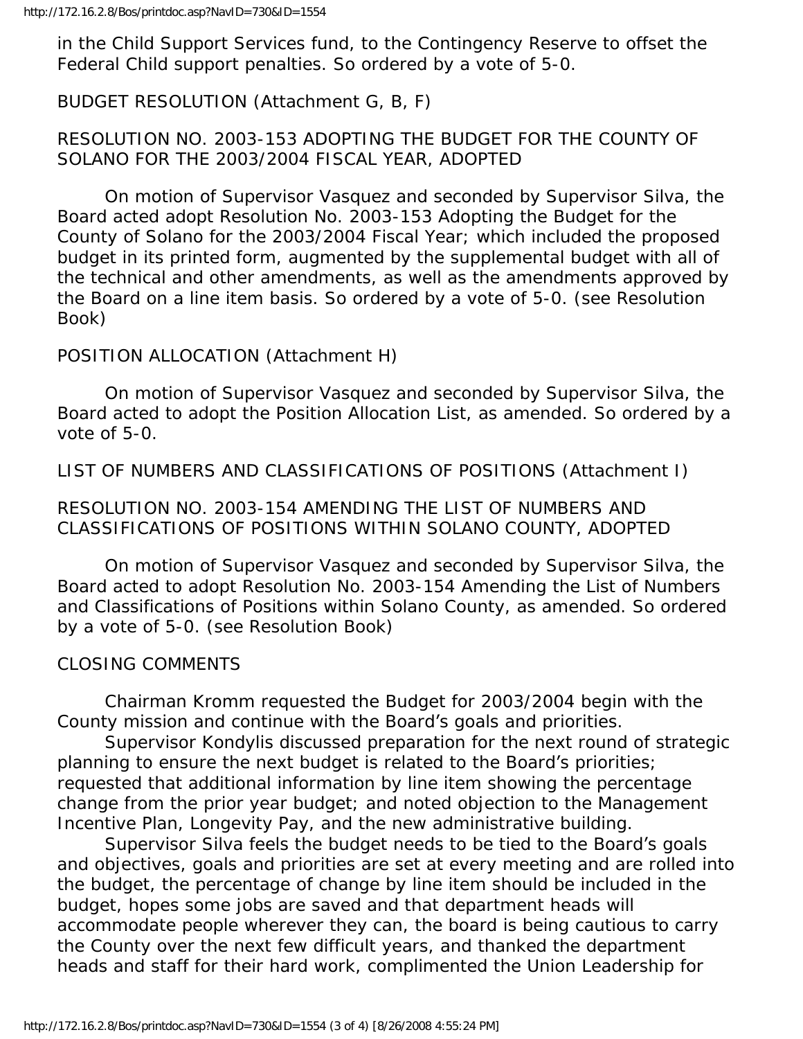in the Child Support Services fund, to the Contingency Reserve to offset the Federal Child support penalties. So ordered by a vote of 5-0.

BUDGET RESOLUTION (Attachment G, B, F)

RESOLUTION NO. 2003-153 ADOPTING THE BUDGET FOR THE COUNTY OF SOLANO FOR THE 2003/2004 FISCAL YEAR, ADOPTED

On motion of Supervisor Vasquez and seconded by Supervisor Silva, the Board acted adopt Resolution No. 2003-153 Adopting the Budget for the County of Solano for the 2003/2004 Fiscal Year; which included the proposed budget in its printed form, augmented by the supplemental budget with all of the technical and other amendments, as well as the amendments approved by the Board on a line item basis. So ordered by a vote of 5-0. (see Resolution Book)

POSITION ALLOCATION (Attachment H)

On motion of Supervisor Vasquez and seconded by Supervisor Silva, the Board acted to adopt the Position Allocation List, as amended. So ordered by a vote of 5-0.

LIST OF NUMBERS AND CLASSIFICATIONS OF POSITIONS (Attachment I)

RESOLUTION NO. 2003-154 AMENDING THE LIST OF NUMBERS AND CLASSIFICATIONS OF POSITIONS WITHIN SOLANO COUNTY, ADOPTED

On motion of Supervisor Vasquez and seconded by Supervisor Silva, the Board acted to adopt Resolution No. 2003-154 Amending the List of Numbers and Classifications of Positions within Solano County, as amended. So ordered by a vote of 5-0. (see Resolution Book)

CLOSING COMMENTS

Chairman Kromm requested the Budget for 2003/2004 begin with the County mission and continue with the Board's goals and priorities.

Supervisor Kondylis discussed preparation for the next round of strategic planning to ensure the next budget is related to the Board's priorities; requested that additional information by line item showing the percentage change from the prior year budget; and noted objection to the Management Incentive Plan, Longevity Pay, and the new administrative building.

Supervisor Silva feels the budget needs to be tied to the Board's goals and objectives, goals and priorities are set at every meeting and are rolled into the budget, the percentage of change by line item should be included in the budget, hopes some jobs are saved and that department heads will accommodate people wherever they can, the board is being cautious to carry the County over the next few difficult years, and thanked the department heads and staff for their hard work, complimented the Union Leadership for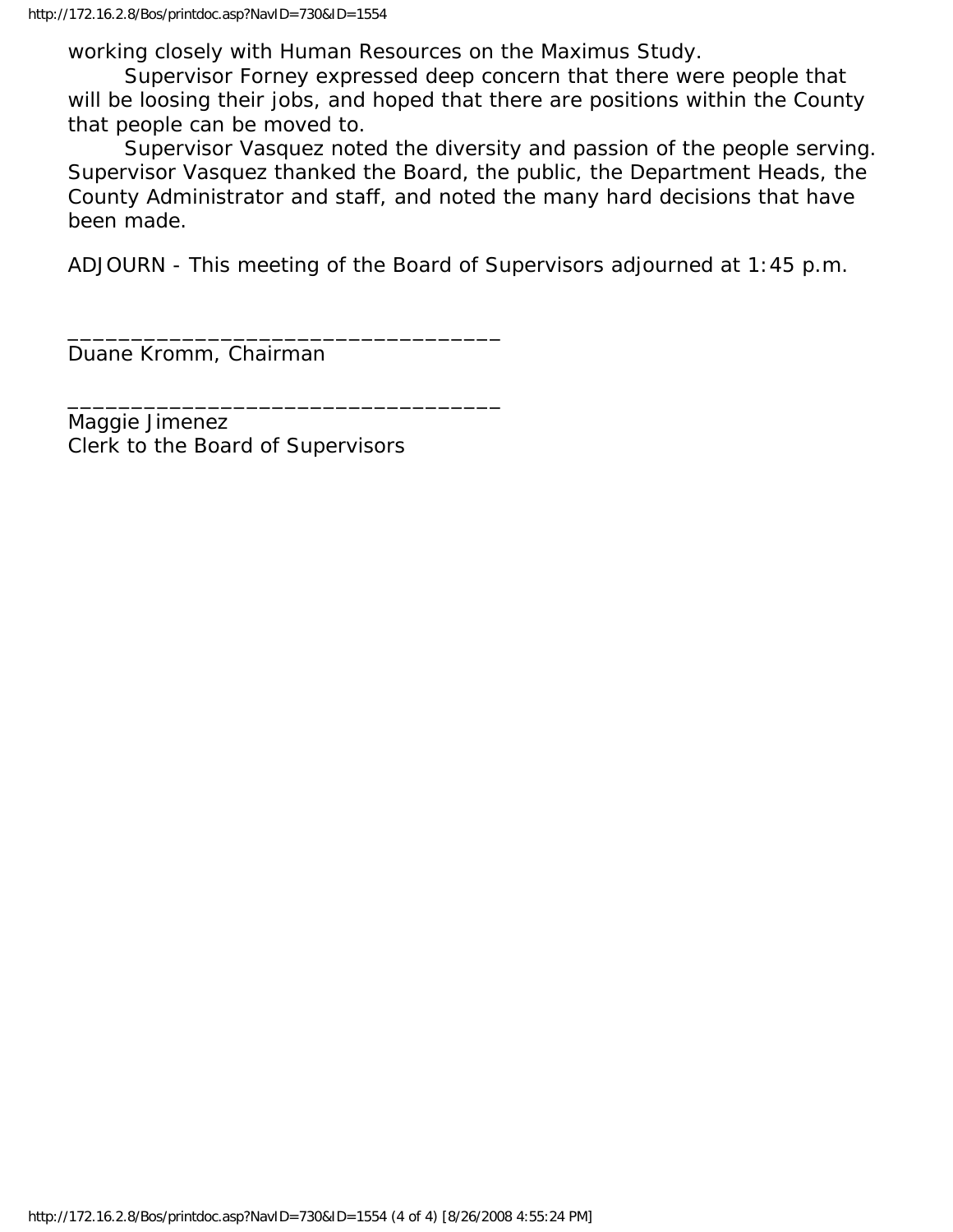working closely with Human Resources on the Maximus Study.

Supervisor Forney expressed deep concern that there were people that will be loosing their jobs, and hoped that there are positions within the County that people can be moved to.

Supervisor Vasquez noted the diversity and passion of the people serving. Supervisor Vasquez thanked the Board, the public, the Department Heads, the County Administrator and staff, and noted the many hard decisions that have been made.

ADJOURN - This meeting of the Board of Supervisors adjourned at 1:45 p.m.

\_\_\_\_\_\_\_\_\_\_\_\_\_\_\_\_\_\_\_\_\_\_\_\_\_\_\_\_\_\_\_\_\_\_
Duane Kromm, Chairman

\_\_\_\_\_\_\_\_\_\_\_\_\_\_\_\_\_\_\_\_\_\_\_\_\_\_\_\_\_\_\_\_\_\_
Maggie Jimenez
Clerk to the Board of Supervisors